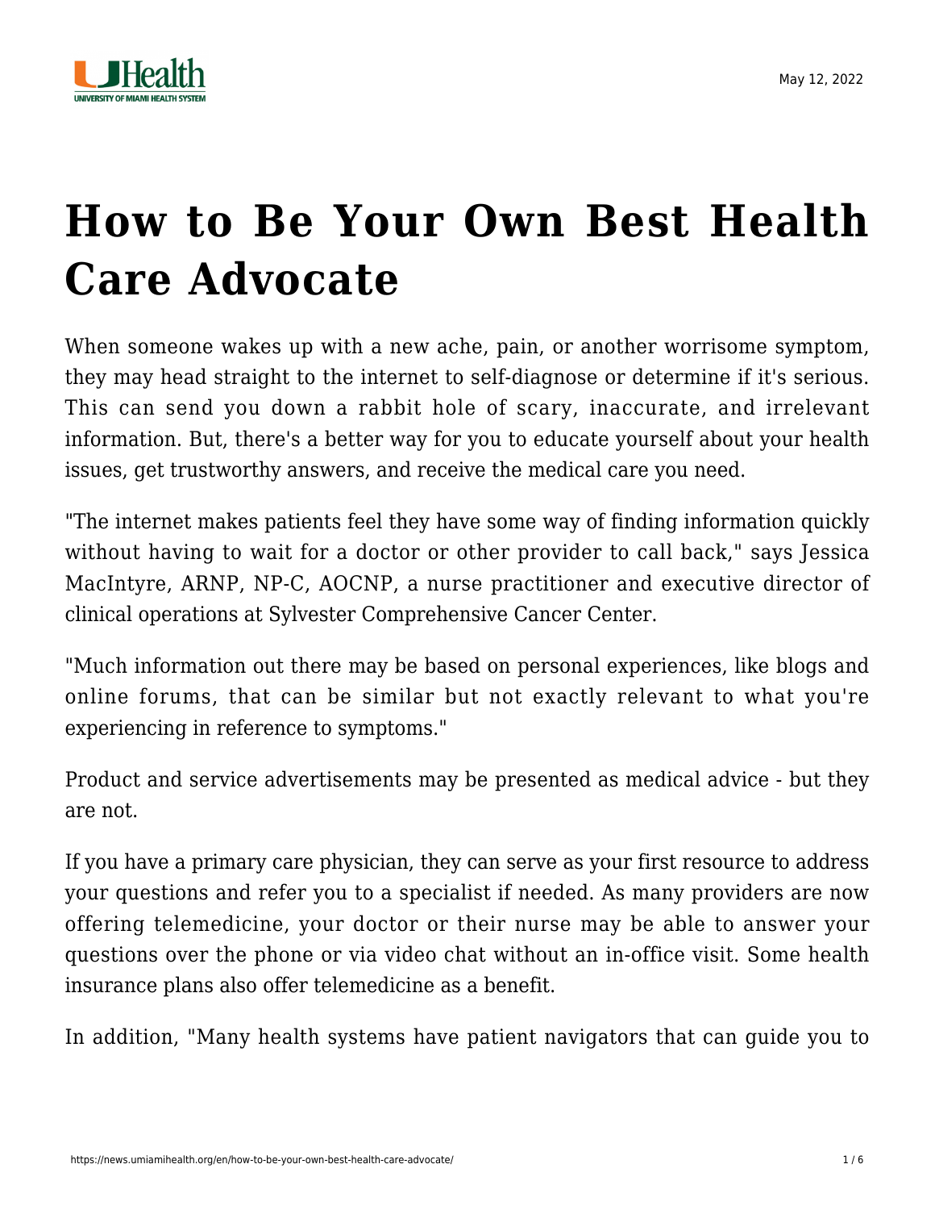# How to Be Your Own Best Health Care Advocate

When someone wakes up with a new ache, pain, or another worrisome symptom, they may head straight to the internet to self-diagnose or determine if it's serious. This can send you down a rabbit hole of scary, inaccurate, and irrelevant information. But, there's a better way for you to educate yourself about your health issues, get trustworthy answers, and receive the medical care you need.

"The internet makes patients feel they have some way of finding information quickly without having to wait for a doctor or other provider to call back," says Jessica MacIntyre, ARNP, NP-C, AOCNP, a nurse practitioner and executive director of clinical operations at Sylvester Comprehensive Cancer Center.

"Much information out there may be based on personal experiences, like blogs and online forums, that can be similar but not exactly relevant to what you're experiencing in reference to symptoms."

Product and service advertisements may be presented as medical advice - but they are not.

If you have a primary care physician, they can serve as your first resource to address your questions and refer you to a specialist if needed. As many providers are now offering telemedicine, your doctor or their nurse may be able to answer your questions over the phone or via video chat without an in-office visit. Some health insurance plans also offer telemedicine as a benefit.

In addition, "Many health systems have patient navigators that can guide you to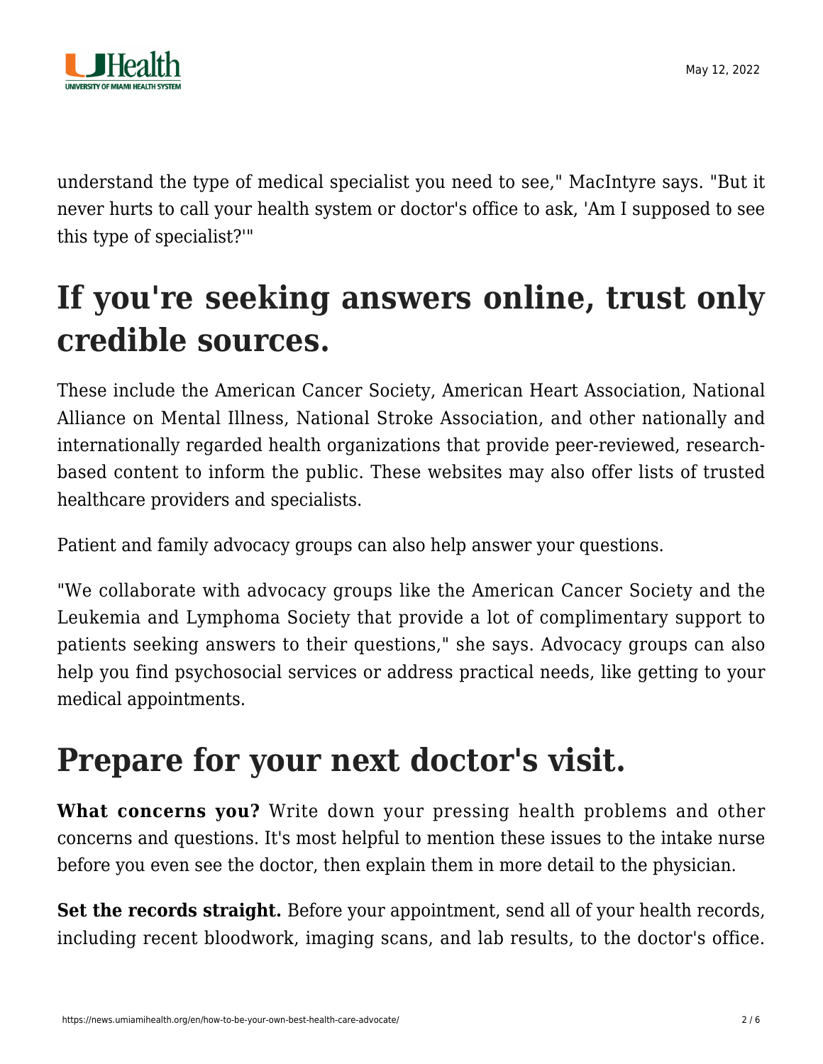understand the type of medical specialist you need to see," MacIntyre says. "But it never hurts to call your health system or doctor's office to ask, 'Am I supposed to see this type of specialist?'"

## If you're seeking answers online, trust only credible sources.

These include the American Cancer Society, American Heart Association, National Alliance on Mental Illness, National Stroke Association, and other nationally and internationally regarded health organizations that provide peer-reviewed, research-based content to inform the public. These websites may also offer lists of trusted healthcare providers and specialists.

Patient and family advocacy groups can also help answer your questions.

"We collaborate with advocacy groups like the American Cancer Society and the Leukemia and Lymphoma Society that provide a lot of complimentary support to patients seeking answers to their questions," she says. Advocacy groups can also help you find psychosocial services or address practical needs, like getting to your medical appointments.

## Prepare for your next doctor's visit.

**What concerns you?** Write down your pressing health problems and other concerns and questions. It's most helpful to mention these issues to the intake nurse before you even see the doctor, then explain them in more detail to the physician.

**Set the records straight.** Before your appointment, send all of your health records, including recent bloodwork, imaging scans, and lab results, to the doctor's office.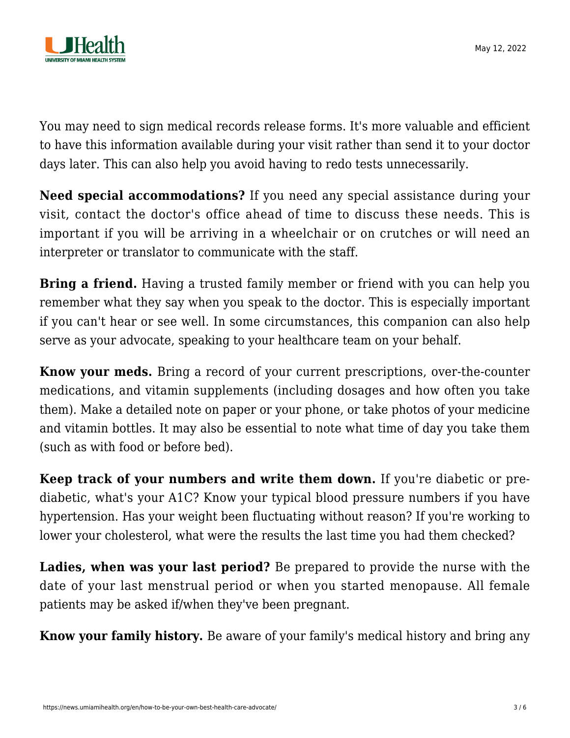You may need to sign medical records release forms. It's more valuable and efficient to have this information available during your visit rather than send it to your doctor days later. This can also help you avoid having to redo tests unnecessarily.

**Need special accommodations?** If you need any special assistance during your visit, contact the doctor's office ahead of time to discuss these needs. This is important if you will be arriving in a wheelchair or on crutches or will need an interpreter or translator to communicate with the staff.

**Bring a friend.** Having a trusted family member or friend with you can help you remember what they say when you speak to the doctor. This is especially important if you can't hear or see well. In some circumstances, this companion can also help serve as your advocate, speaking to your healthcare team on your behalf.

**Know your meds.** Bring a record of your current prescriptions, over-the-counter medications, and vitamin supplements (including dosages and how often you take them). Make a detailed note on paper or your phone, or take photos of your medicine and vitamin bottles. It may also be essential to note what time of day you take them (such as with food or before bed).

**Keep track of your numbers and write them down.** If you're diabetic or pre-diabetic, what's your A1C? Know your typical blood pressure numbers if you have hypertension. Has your weight been fluctuating without reason? If you're working to lower your cholesterol, what were the results the last time you had them checked?

**Ladies, when was your last period?** Be prepared to provide the nurse with the date of your last menstrual period or when you started menopause. All female patients may be asked if/when they've been pregnant.

**Know your family history.** Be aware of your family's medical history and bring any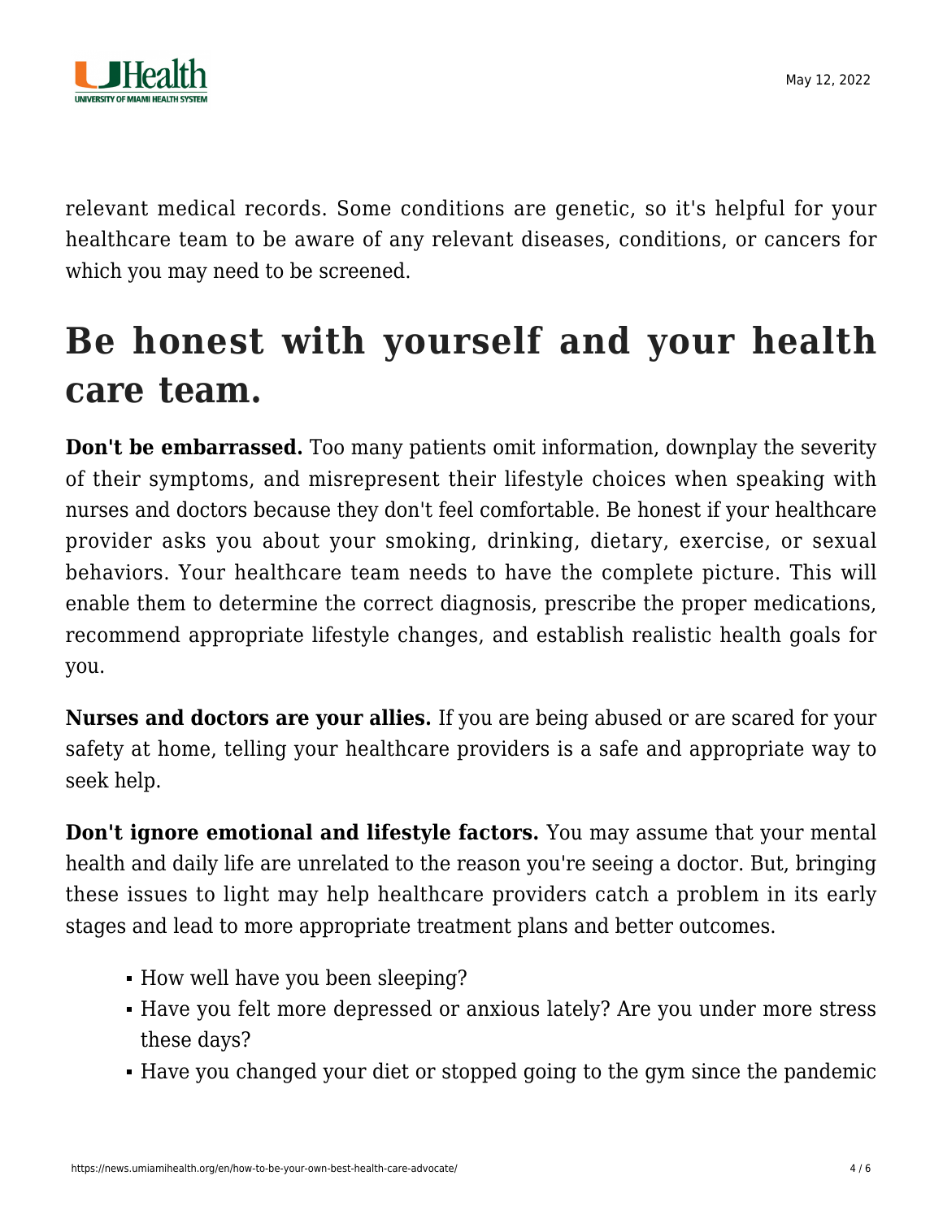relevant medical records. Some conditions are genetic, so it's helpful for your healthcare team to be aware of any relevant diseases, conditions, or cancers for which you may need to be screened.

## Be honest with yourself and your health care team.

**Don't be embarrassed.** Too many patients omit information, downplay the severity of their symptoms, and misrepresent their lifestyle choices when speaking with nurses and doctors because they don't feel comfortable. Be honest if your healthcare provider asks you about your smoking, drinking, dietary, exercise, or sexual behaviors. Your healthcare team needs to have the complete picture. This will enable them to determine the correct diagnosis, prescribe the proper medications, recommend appropriate lifestyle changes, and establish realistic health goals for you.

**Nurses and doctors are your allies.** If you are being abused or are scared for your safety at home, telling your healthcare providers is a safe and appropriate way to seek help.

**Don't ignore emotional and lifestyle factors.** You may assume that your mental health and daily life are unrelated to the reason you're seeing a doctor. But, bringing these issues to light may help healthcare providers catch a problem in its early stages and lead to more appropriate treatment plans and better outcomes.

- How well have you been sleeping?
- Have you felt more depressed or anxious lately? Are you under more stress these days?
- Have you changed your diet or stopped going to the gym since the pandemic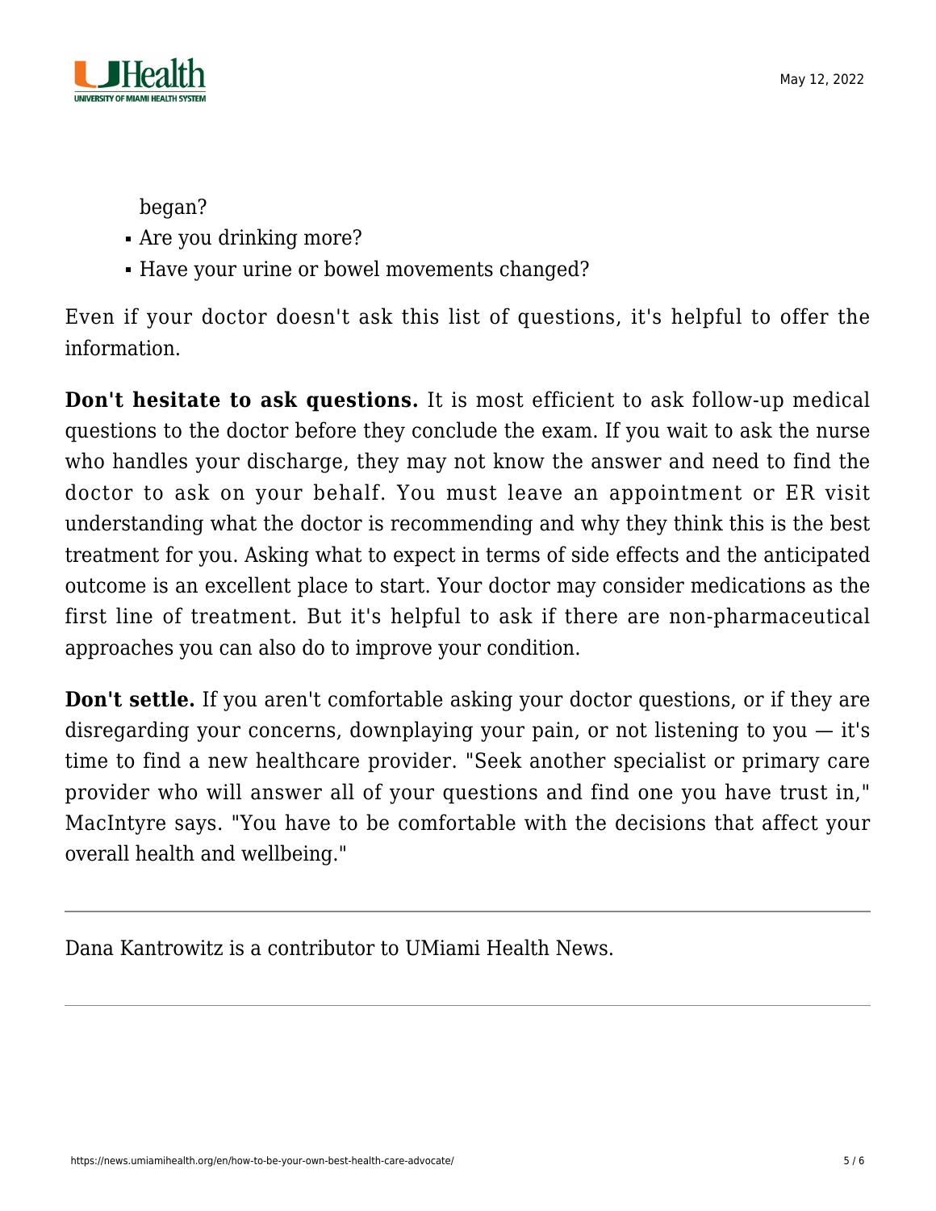began?
- Are you drinking more?
- Have your urine or bowel movements changed?

Even if your doctor doesn't ask this list of questions, it's helpful to offer the information.

**Don't hesitate to ask questions.** It is most efficient to ask follow-up medical questions to the doctor before they conclude the exam. If you wait to ask the nurse who handles your discharge, they may not know the answer and need to find the doctor to ask on your behalf. You must leave an appointment or ER visit understanding what the doctor is recommending and why they think this is the best treatment for you. Asking what to expect in terms of side effects and the anticipated outcome is an excellent place to start. Your doctor may consider medications as the first line of treatment. But it's helpful to ask if there are non-pharmaceutical approaches you can also do to improve your condition.

**Don't settle.** If you aren't comfortable asking your doctor questions, or if they are disregarding your concerns, downplaying your pain, or not listening to you — it's time to find a new healthcare provider. "Seek another specialist or primary care provider who will answer all of your questions and find one you have trust in," MacIntyre says. "You have to be comfortable with the decisions that affect your overall health and wellbeing."

---

Dana Kantrowitz is a contributor to UMiami Health News.

---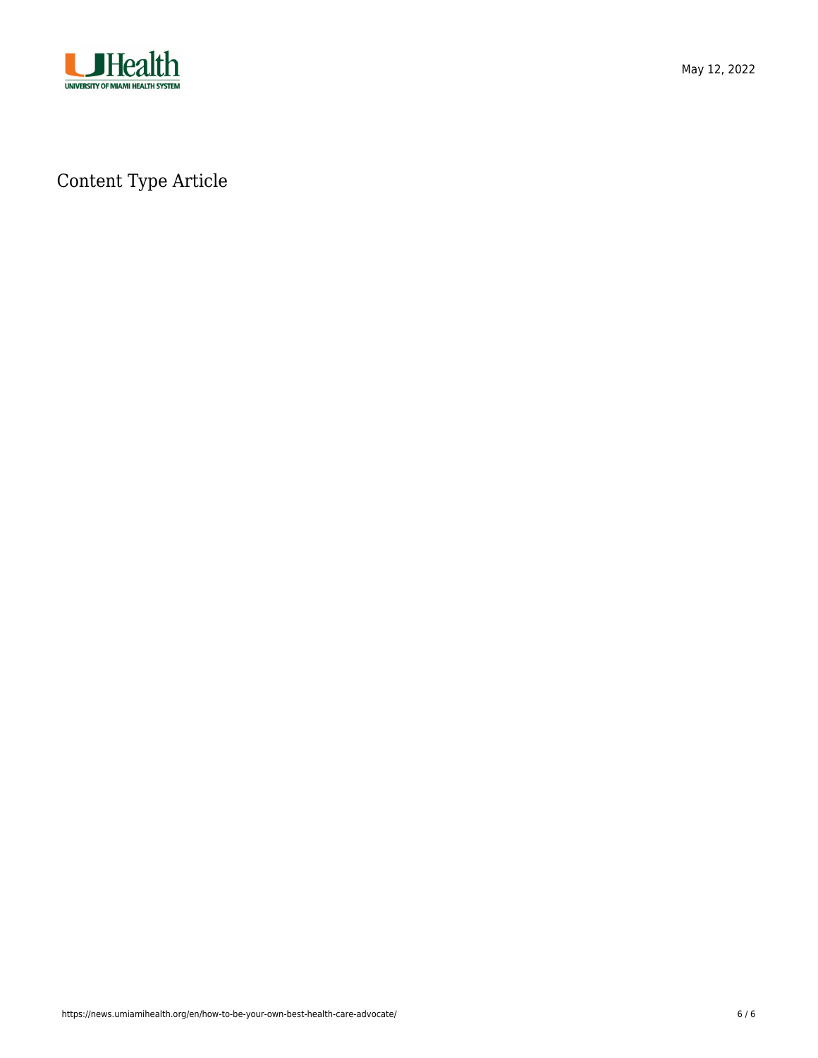Content Type Article